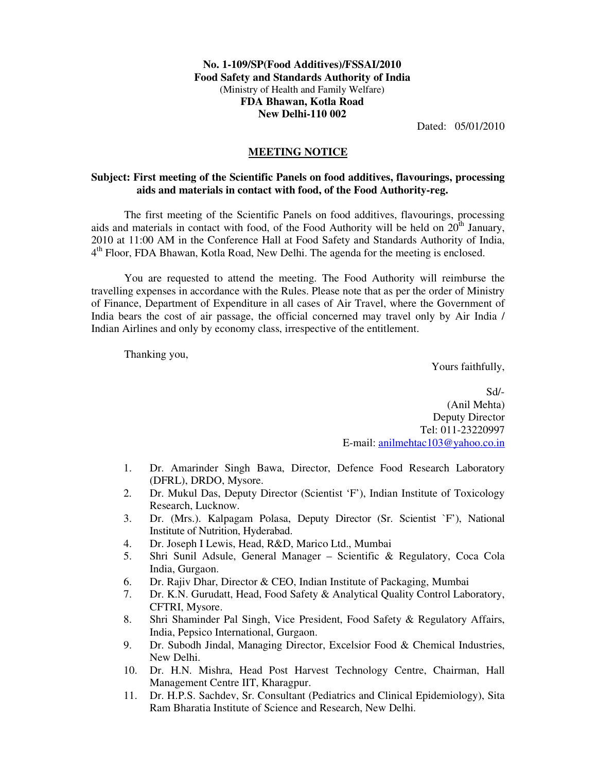**No. 1-109/SP(Food Additives)/FSSAI/2010**
**Food Safety and Standards Authority of India**
(Ministry of Health and Family Welfare)
**FDA Bhawan, Kotla Road**
**New Delhi-110 002**

Dated: 05/01/2010

## MEETING NOTICE

**Subject: First meeting of the Scientific Panels on food additives, flavourings, processing aids and materials in contact with food, of the Food Authority-reg.**

The first meeting of the Scientific Panels on food additives, flavourings, processing aids and materials in contact with food, of the Food Authority will be held on 20th January, 2010 at 11:00 AM in the Conference Hall at Food Safety and Standards Authority of India, 4th Floor, FDA Bhawan, Kotla Road, New Delhi. The agenda for the meeting is enclosed.

You are requested to attend the meeting. The Food Authority will reimburse the travelling expenses in accordance with the Rules. Please note that as per the order of Ministry of Finance, Department of Expenditure in all cases of Air Travel, where the Government of India bears the cost of air passage, the official concerned may travel only by Air India / Indian Airlines and only by economy class, irrespective of the entitlement.

Thanking you,

Yours faithfully,

Sd/-
(Anil Mehta)
Deputy Director
Tel: 011-23220997
E-mail: anilmehtac103@yahoo.co.in

1. Dr. Amarinder Singh Bawa, Director, Defence Food Research Laboratory (DFRL), DRDO, Mysore.
2. Dr. Mukul Das, Deputy Director (Scientist 'F'), Indian Institute of Toxicology Research, Lucknow.
3. Dr. (Mrs.). Kalpagam Polasa, Deputy Director (Sr. Scientist `F'), National Institute of Nutrition, Hyderabad.
4. Dr. Joseph I Lewis, Head, R&D, Marico Ltd., Mumbai
5. Shri Sunil Adsule, General Manager – Scientific & Regulatory, Coca Cola India, Gurgaon.
6. Dr. Rajiv Dhar, Director & CEO, Indian Institute of Packaging, Mumbai
7. Dr. K.N. Gurudatt, Head, Food Safety & Analytical Quality Control Laboratory, CFTRI, Mysore.
8. Shri Shaminder Pal Singh, Vice President, Food Safety & Regulatory Affairs, India, Pepsico International, Gurgaon.
9. Dr. Subodh Jindal, Managing Director, Excelsior Food & Chemical Industries, New Delhi.
10. Dr. H.N. Mishra, Head Post Harvest Technology Centre, Chairman, Hall Management Centre IIT, Kharagpur.
11. Dr. H.P.S. Sachdev, Sr. Consultant (Pediatrics and Clinical Epidemiology), Sita Ram Bharatia Institute of Science and Research, New Delhi.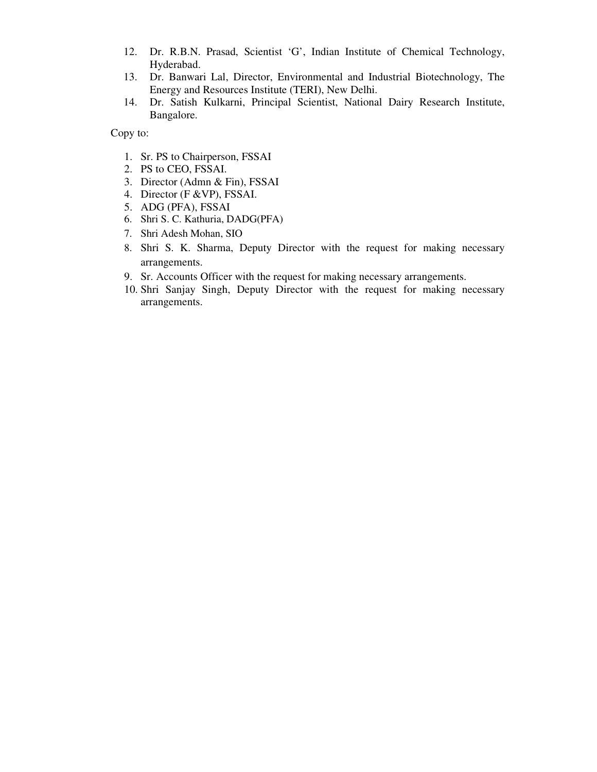12. Dr. R.B.N. Prasad, Scientist 'G', Indian Institute of Chemical Technology, Hyderabad.
13. Dr. Banwari Lal, Director, Environmental and Industrial Biotechnology, The Energy and Resources Institute (TERI), New Delhi.
14. Dr. Satish Kulkarni, Principal Scientist, National Dairy Research Institute, Bangalore.

Copy to:

1. Sr. PS to Chairperson, FSSAI
2. PS to CEO, FSSAI.
3. Director (Admn & Fin), FSSAI
4. Director (F &VP), FSSAI.
5. ADG (PFA), FSSAI
6. Shri S. C. Kathuria, DADG(PFA)
7. Shri Adesh Mohan, SIO
8. Shri S. K. Sharma, Deputy Director with the request for making necessary arrangements.
9. Sr. Accounts Officer with the request for making necessary arrangements.
10. Shri Sanjay Singh, Deputy Director with the request for making necessary arrangements.